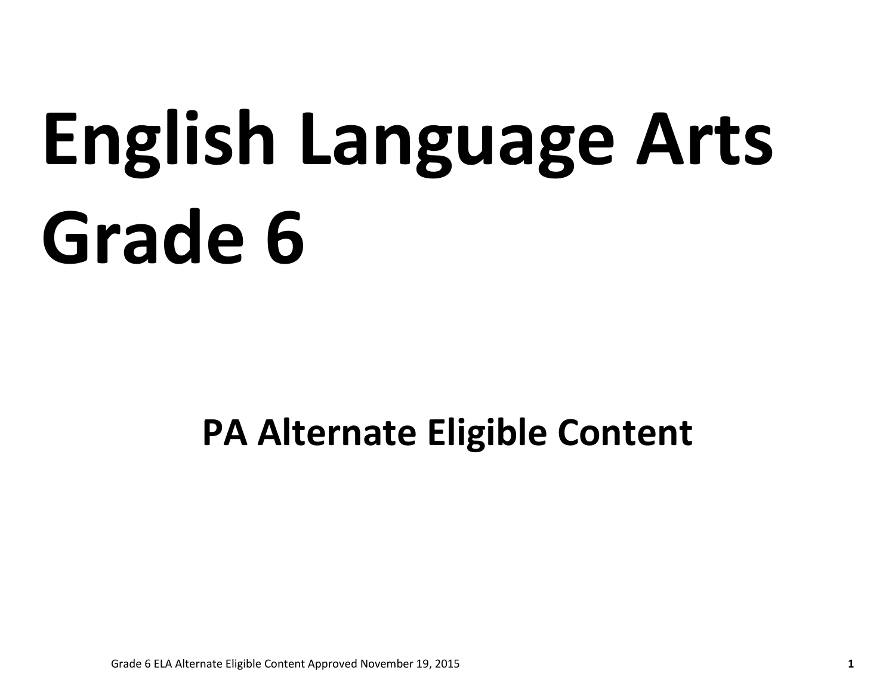# English Language Arts Grade 6

## PA Alternate Eligible Content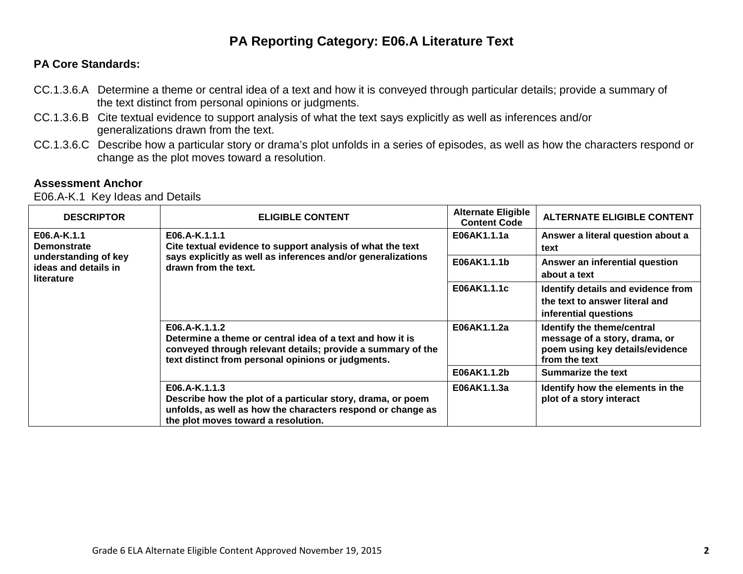# PA Reporting Category: E06.A Literature Text

**PA Core Standards:**

CC.1.3.6.A Determine a theme or central idea of a text and how it is conveyed through particular details; provide a summary of the text distinct from personal opinions or judgments.

CC.1.3.6.B Cite textual evidence to support analysis of what the text says explicitly as well as inferences and/or generalizations drawn from the text.

CC.1.3.6.C Describe how a particular story or drama's plot unfolds in a series of episodes, as well as how the characters respond or change as the plot moves toward a resolution.

**Assessment Anchor**

E06.A-K.1 Key Ideas and Details

| DESCRIPTOR | ELIGIBLE CONTENT | Alternate Eligible Content Code | ALTERNATE ELIGIBLE CONTENT |
|---|---|---|---|
| **E06.A-K.1.1 Demonstrate understanding of key ideas and details in literature** | **E06.A-K.1.1.1 Cite textual evidence to support analysis of what the text says explicitly as well as inferences and/or generalizations drawn from the text.** | **E06AK1.1.1a** | **Answer a literal question about a text** |
| | | **E06AK1.1.1b** | **Answer an inferential question about a text** |
| | | **E06AK1.1.1c** | **Identify details and evidence from the text to answer literal and inferential questions** |
| | **E06.A-K.1.1.2 Determine a theme or central idea of a text and how it is conveyed through relevant details; provide a summary of the text distinct from personal opinions or judgments.** | **E06AK1.1.2a** | **Identify the theme/central message of a story, drama, or poem using key details/evidence from the text** |
| | | **E06AK1.1.2b** | **Summarize the text** |
| | **E06.A-K.1.1.3 Describe how the plot of a particular story, drama, or poem unfolds, as well as how the characters respond or change as the plot moves toward a resolution.** | **E06AK1.1.3a** | **Identify how the elements in the plot of a story interact** |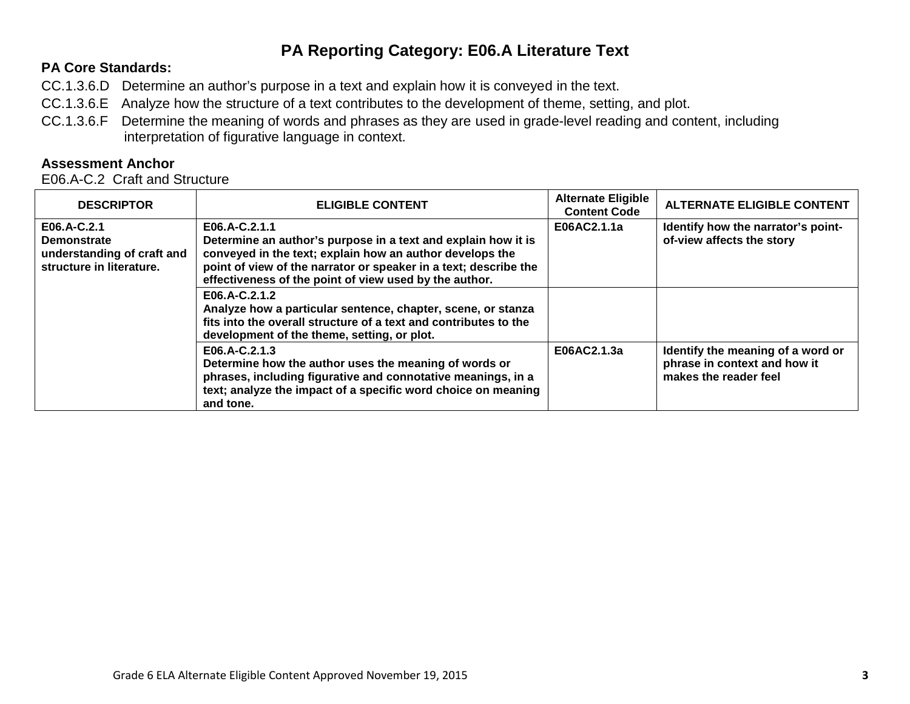# PA Reporting Category: E06.A Literature Text

**PA Core Standards:**

CC.1.3.6.D Determine an author's purpose in a text and explain how it is conveyed in the text.

CC.1.3.6.E Analyze how the structure of a text contributes to the development of theme, setting, and plot.

CC.1.3.6.F Determine the meaning of words and phrases as they are used in grade-level reading and content, including interpretation of figurative language in context.

**Assessment Anchor**

E06.A-C.2 Craft and Structure

| DESCRIPTOR | ELIGIBLE CONTENT | Alternate Eligible Content Code | ALTERNATE ELIGIBLE CONTENT |
|---|---|---|---|
| **E06.A-C.2.1 Demonstrate understanding of craft and structure in literature.** | **E06.A-C.2.1.1 Determine an author's purpose in a text and explain how it is conveyed in the text; explain how an author develops the point of view of the narrator or speaker in a text; describe the effectiveness of the point of view used by the author.** | **E06AC2.1.1a** | **Identify how the narrator's point-of-view affects the story** |
| | **E06.A-C.2.1.2 Analyze how a particular sentence, chapter, scene, or stanza fits into the overall structure of a text and contributes to the development of the theme, setting, or plot.** | | |
| | **E06.A-C.2.1.3 Determine how the author uses the meaning of words or phrases, including figurative and connotative meanings, in a text; analyze the impact of a specific word choice on meaning and tone.** | **E06AC2.1.3a** | **Identify the meaning of a word or phrase in context and how it makes the reader feel** |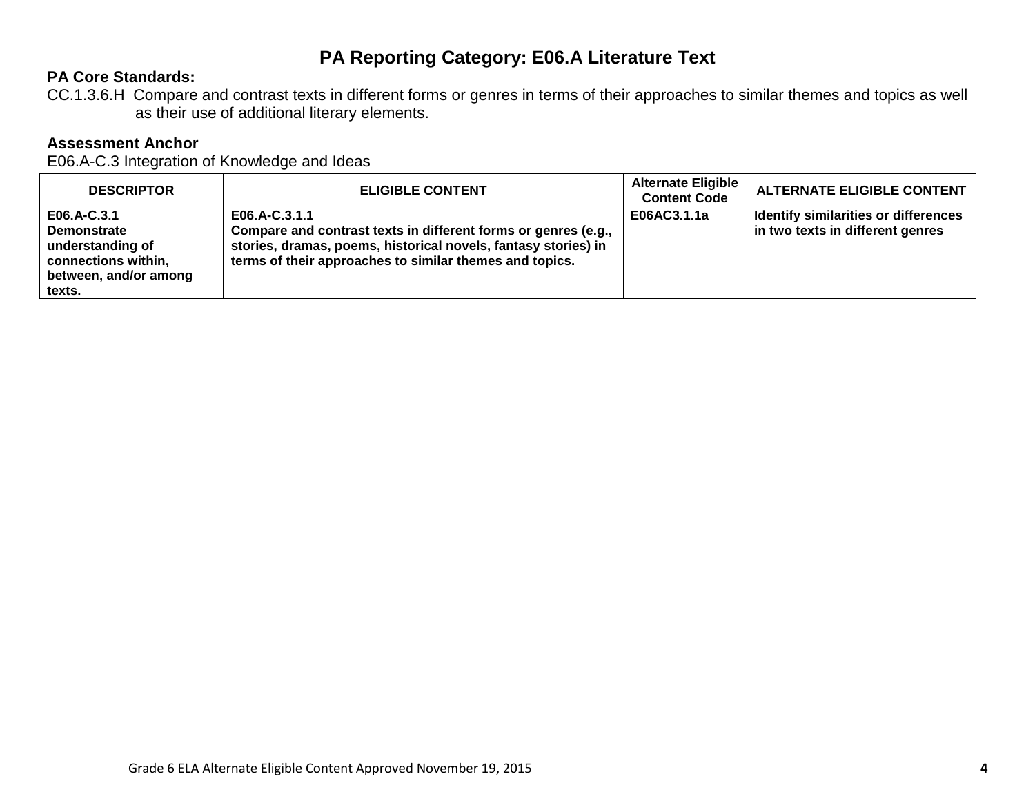# PA Reporting Category: E06.A Literature Text

**PA Core Standards:**

CC.1.3.6.H Compare and contrast texts in different forms or genres in terms of their approaches to similar themes and topics as well as their use of additional literary elements.

**Assessment Anchor**

E06.A-C.3 Integration of Knowledge and Ideas

| DESCRIPTOR | ELIGIBLE CONTENT | Alternate Eligible Content Code | ALTERNATE ELIGIBLE CONTENT |
|---|---|---|---|
| **E06.A-C.3.1 Demonstrate understanding of connections within, between, and/or among texts.** | **E06.A-C.3.1.1 Compare and contrast texts in different forms or genres (e.g., stories, dramas, poems, historical novels, fantasy stories) in terms of their approaches to similar themes and topics.** | **E06AC3.1.1a** | **Identify similarities or differences in two texts in different genres** |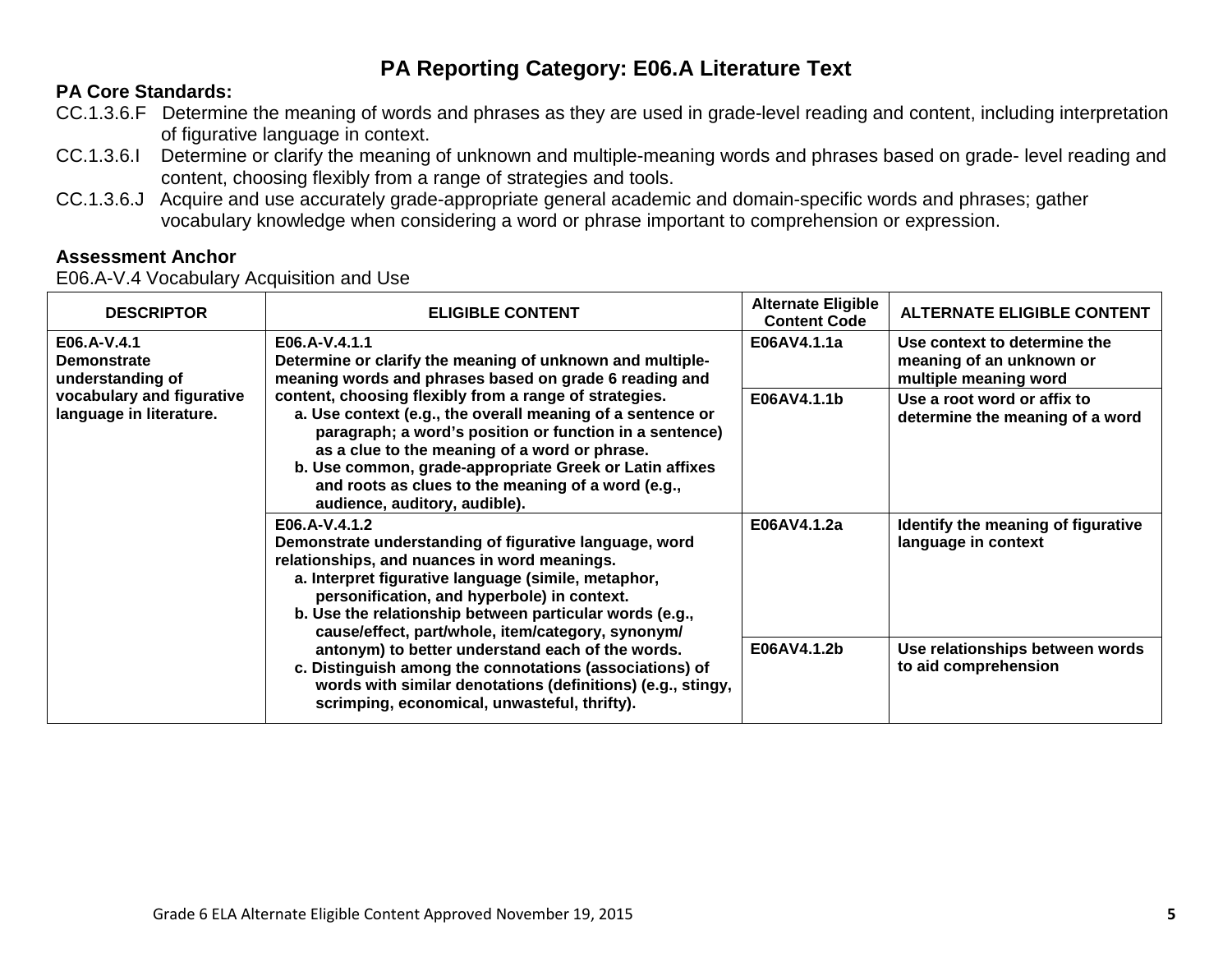# PA Reporting Category: E06.A Literature Text

**PA Core Standards:**

CC.1.3.6.F Determine the meaning of words and phrases as they are used in grade-level reading and content, including interpretation of figurative language in context.

CC.1.3.6.I Determine or clarify the meaning of unknown and multiple-meaning words and phrases based on grade- level reading and content, choosing flexibly from a range of strategies and tools.

CC.1.3.6.J Acquire and use accurately grade-appropriate general academic and domain-specific words and phrases; gather vocabulary knowledge when considering a word or phrase important to comprehension or expression.

**Assessment Anchor**

E06.A-V.4 Vocabulary Acquisition and Use

| DESCRIPTOR | ELIGIBLE CONTENT | Alternate Eligible Content Code | ALTERNATE ELIGIBLE CONTENT |
|---|---|---|---|
| **E06.A-V.4.1 Demonstrate understanding of vocabulary and figurative language in literature.** | **E06.A-V.4.1.1 Determine or clarify the meaning of unknown and multiple-meaning words and phrases based on grade 6 reading and content, choosing flexibly from a range of strategies.** <br> **a. Use context (e.g., the overall meaning of a sentence or paragraph; a word's position or function in a sentence) as a clue to the meaning of a word or phrase.** <br> **b. Use common, grade-appropriate Greek or Latin affixes and roots as clues to the meaning of a word (e.g., audience, auditory, audible).** | **E06AV4.1.1a** | **Use context to determine the meaning of an unknown or multiple meaning word** |
| | | **E06AV4.1.1b** | **Use a root word or affix to determine the meaning of a word** |
| | **E06.A-V.4.1.2 Demonstrate understanding of figurative language, word relationships, and nuances in word meanings.** <br> **a. Interpret figurative language (simile, metaphor, personification, and hyperbole) in context.** <br> **b. Use the relationship between particular words (e.g., cause/effect, part/whole, item/category, synonym/ antonym) to better understand each of the words.** <br> **c. Distinguish among the connotations (associations) of words with similar denotations (definitions) (e.g., stingy, scrimping, economical, unwasteful, thrifty).** | **E06AV4.1.2a** | **Identify the meaning of figurative language in context** |
| | | **E06AV4.1.2b** | **Use relationships between words to aid comprehension** |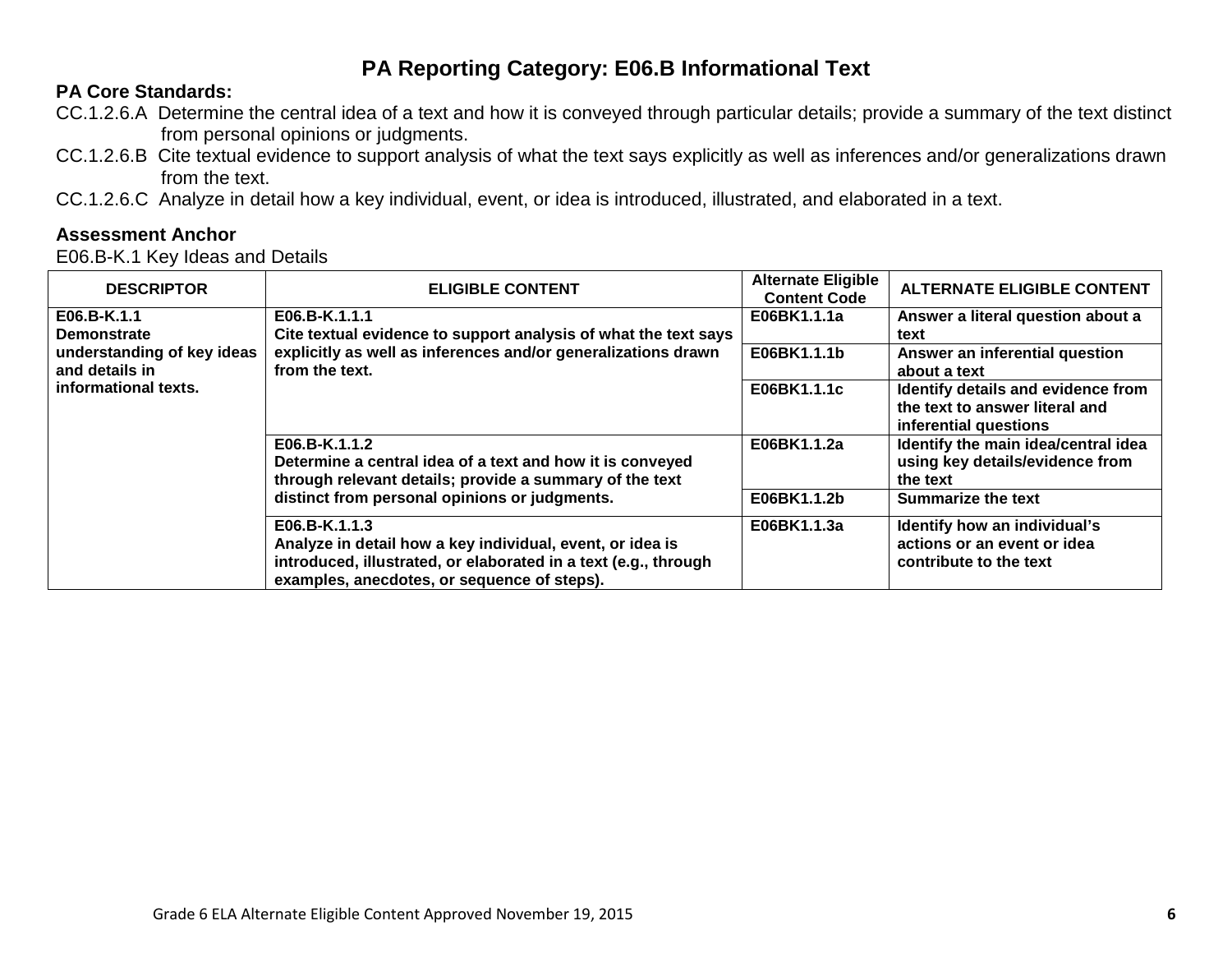# PA Reporting Category: E06.B Informational Text

**PA Core Standards:**

CC.1.2.6.A Determine the central idea of a text and how it is conveyed through particular details; provide a summary of the text distinct from personal opinions or judgments.

CC.1.2.6.B Cite textual evidence to support analysis of what the text says explicitly as well as inferences and/or generalizations drawn from the text.

CC.1.2.6.C Analyze in detail how a key individual, event, or idea is introduced, illustrated, and elaborated in a text.

**Assessment Anchor**

E06.B-K.1 Key Ideas and Details

| DESCRIPTOR | ELIGIBLE CONTENT | Alternate Eligible Content Code | ALTERNATE ELIGIBLE CONTENT |
|---|---|---|---|
| **E06.B-K.1.1 Demonstrate understanding of key ideas and details in informational texts.** | **E06.B-K.1.1.1 Cite textual evidence to support analysis of what the text says explicitly as well as inferences and/or generalizations drawn from the text.** | **E06BK1.1.1a** | **Answer a literal question about a text** |
| | | **E06BK1.1.1b** | **Answer an inferential question about a text** |
| | | **E06BK1.1.1c** | **Identify details and evidence from the text to answer literal and inferential questions** |
| | **E06.B-K.1.1.2 Determine a central idea of a text and how it is conveyed through relevant details; provide a summary of the text distinct from personal opinions or judgments.** | **E06BK1.1.2a** | **Identify the main idea/central idea using key details/evidence from the text** |
| | | **E06BK1.1.2b** | **Summarize the text** |
| | **E06.B-K.1.1.3 Analyze in detail how a key individual, event, or idea is introduced, illustrated, or elaborated in a text (e.g., through examples, anecdotes, or sequence of steps).** | **E06BK1.1.3a** | **Identify how an individual's actions or an event or idea contribute to the text** |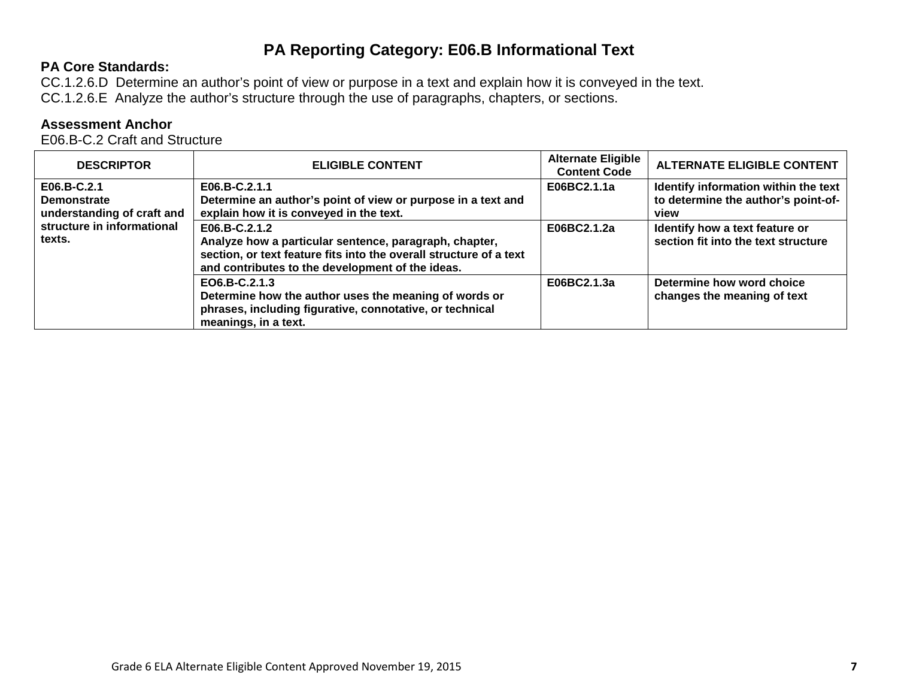# PA Reporting Category: E06.B Informational Text

**PA Core Standards:**

CC.1.2.6.D Determine an author's point of view or purpose in a text and explain how it is conveyed in the text.

CC.1.2.6.E Analyze the author's structure through the use of paragraphs, chapters, or sections.

**Assessment Anchor**

E06.B-C.2 Craft and Structure

| DESCRIPTOR | ELIGIBLE CONTENT | Alternate Eligible Content Code | ALTERNATE ELIGIBLE CONTENT |
|---|---|---|---|
| **E06.B-C.2.1 Demonstrate understanding of craft and structure in informational texts.** | **E06.B-C.2.1.1 Determine an author's point of view or purpose in a text and explain how it is conveyed in the text.** | **E06BC2.1.1a** | **Identify information within the text to determine the author's point-of-view** |
| | **E06.B-C.2.1.2 Analyze how a particular sentence, paragraph, chapter, section, or text feature fits into the overall structure of a text and contributes to the development of the ideas.** | **E06BC2.1.2a** | **Identify how a text feature or section fit into the text structure** |
| | **EO6.B-C.2.1.3 Determine how the author uses the meaning of words or phrases, including figurative, connotative, or technical meanings, in a text.** | **E06BC2.1.3a** | **Determine how word choice changes the meaning of text** |

Grade 6 ELA Alternate Eligible Content Approved November 19, 2015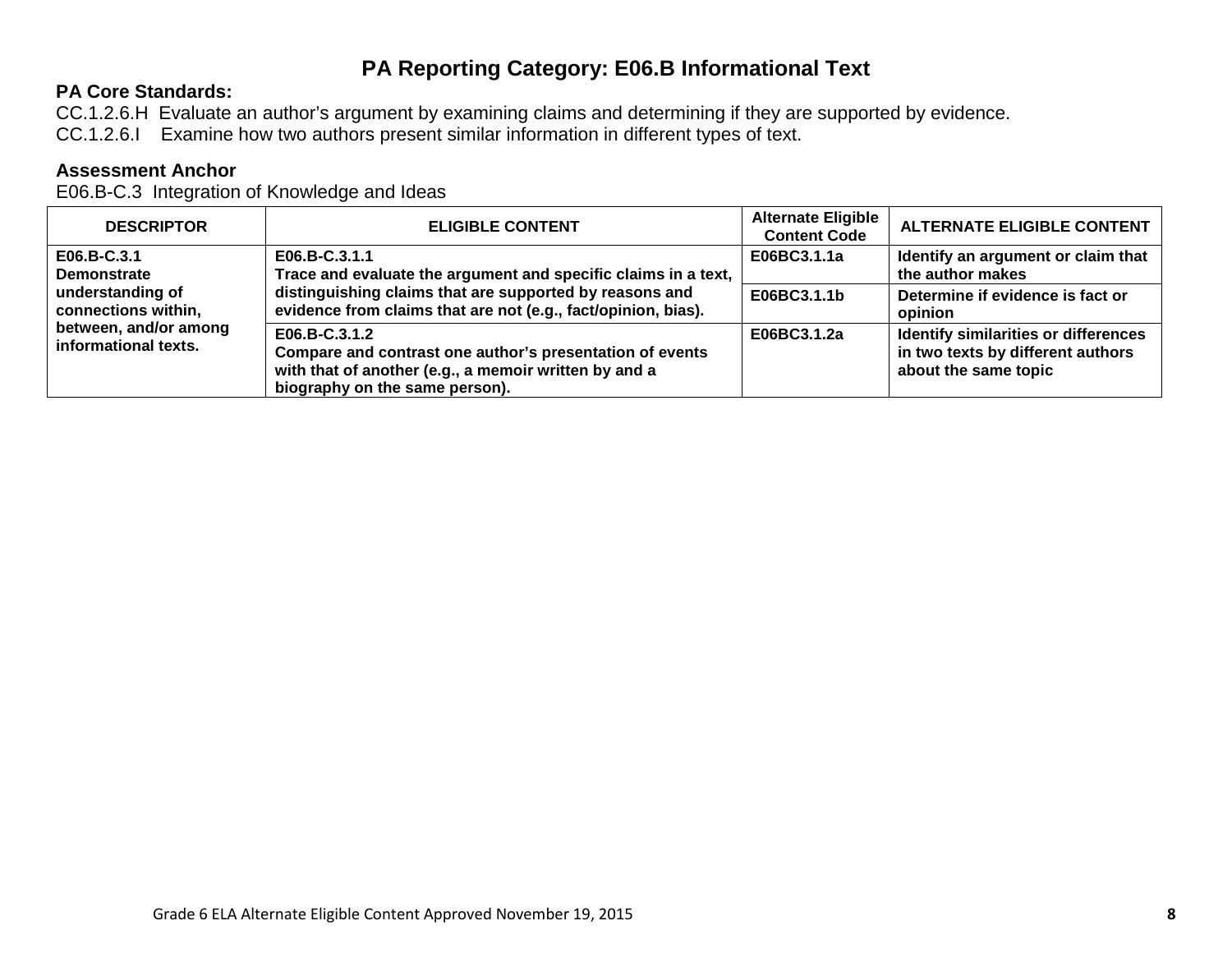# PA Reporting Category: E06.B Informational Text

**PA Core Standards:**

CC.1.2.6.H Evaluate an author's argument by examining claims and determining if they are supported by evidence.
CC.1.2.6.I Examine how two authors present similar information in different types of text.

**Assessment Anchor**

E06.B-C.3 Integration of Knowledge and Ideas

| DESCRIPTOR | ELIGIBLE CONTENT | Alternate Eligible Content Code | ALTERNATE ELIGIBLE CONTENT |
|---|---|---|---|
| **E06.B-C.3.1 Demonstrate understanding of connections within, between, and/or among informational texts.** | **E06.B-C.3.1.1 Trace and evaluate the argument and specific claims in a text, distinguishing claims that are supported by reasons and evidence from claims that are not (e.g., fact/opinion, bias).** | **E06BC3.1.1a** | **Identify an argument or claim that the author makes** |
| | | **E06BC3.1.1b** | **Determine if evidence is fact or opinion** |
| | **E06.B-C.3.1.2 Compare and contrast one author's presentation of events with that of another (e.g., a memoir written by and a biography on the same person).** | **E06BC3.1.2a** | **Identify similarities or differences in two texts by different authors about the same topic** |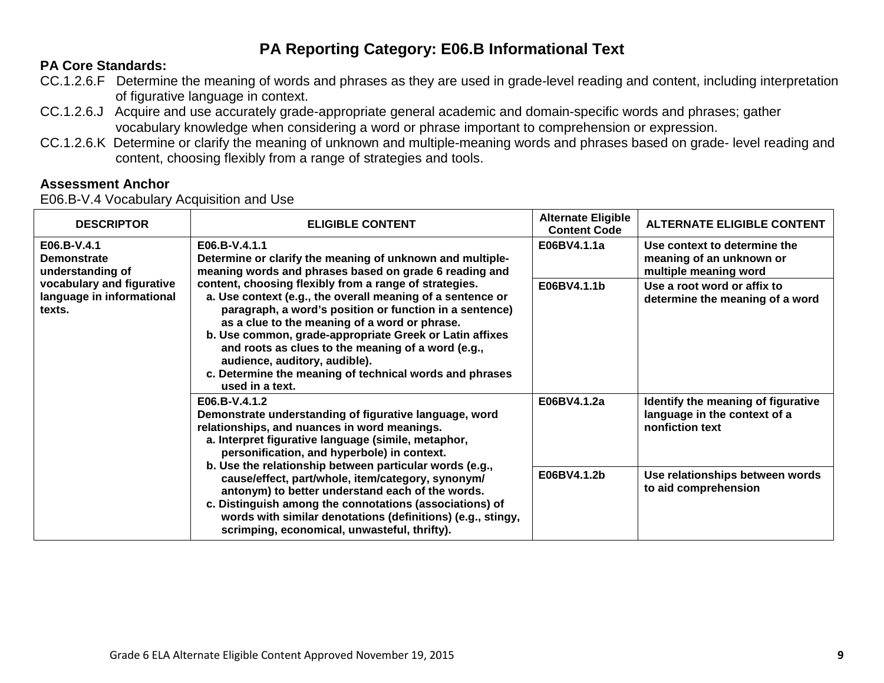# PA Reporting Category: E06.B Informational Text

**PA Core Standards:**

CC.1.2.6.F Determine the meaning of words and phrases as they are used in grade-level reading and content, including interpretation of figurative language in context.

CC.1.2.6.J Acquire and use accurately grade-appropriate general academic and domain-specific words and phrases; gather vocabulary knowledge when considering a word or phrase important to comprehension or expression.

CC.1.2.6.K Determine or clarify the meaning of unknown and multiple-meaning words and phrases based on grade- level reading and content, choosing flexibly from a range of strategies and tools.

**Assessment Anchor**

E06.B-V.4 Vocabulary Acquisition and Use

| DESCRIPTOR | ELIGIBLE CONTENT | Alternate Eligible Content Code | ALTERNATE ELIGIBLE CONTENT |
|---|---|---|---|
| **E06.B-V.4.1 Demonstrate understanding of vocabulary and figurative language in informational texts.** | **E06.B-V.4.1.1 Determine or clarify the meaning of unknown and multiple-meaning words and phrases based on grade 6 reading and content, choosing flexibly from a range of strategies.** <br> **a. Use context (e.g., the overall meaning of a sentence or paragraph, a word's position or function in a sentence) as a clue to the meaning of a word or phrase.** <br> **b. Use common, grade-appropriate Greek or Latin affixes and roots as clues to the meaning of a word (e.g., audience, auditory, audible).** <br> **c. Determine the meaning of technical words and phrases used in a text.** | **E06BV4.1.1a** | **Use context to determine the meaning of an unknown or multiple meaning word** |
| | | **E06BV4.1.1b** | **Use a root word or affix to determine the meaning of a word** |
| | **E06.B-V.4.1.2 Demonstrate understanding of figurative language, word relationships, and nuances in word meanings.** <br> **a. Interpret figurative language (simile, metaphor, personification, and hyperbole) in context.** <br> **b. Use the relationship between particular words (e.g., cause/effect, part/whole, item/category, synonym/ antonym) to better understand each of the words.** <br> **c. Distinguish among the connotations (associations) of words with similar denotations (definitions) (e.g., stingy, scrimping, economical, unwasteful, thrifty).** | **E06BV4.1.2a** | **Identify the meaning of figurative language in the context of a nonfiction text** |
| | | **E06BV4.1.2b** | **Use relationships between words to aid comprehension** |